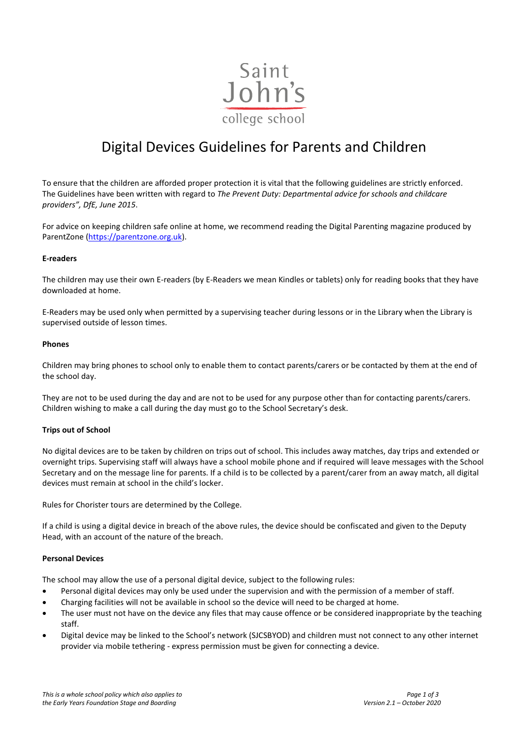Saint John's college school

# Digital Devices Guidelines for Parents and Children

To ensure that the children are afforded proper protection it is vital that the following guidelines are strictly enforced. The Guidelines have been written with regard to *The Prevent Duty: Departmental advice for schools and childcare providers", DfE, June 2015*.

For advice on keeping children safe online at home, we recommend reading the Digital Parenting magazine produced by ParentZone (https://parentzone.org.uk).

**E-readers**

The children may use their own E-readers (by E-Readers we mean Kindles or tablets) only for reading books that they have downloaded at home.

E-Readers may be used only when permitted by a supervising teacher during lessons or in the Library when the Library is supervised outside of lesson times.

**Phones**

Children may bring phones to school only to enable them to contact parents/carers or be contacted by them at the end of the school day.

They are not to be used during the day and are not to be used for any purpose other than for contacting parents/carers. Children wishing to make a call during the day must go to the School Secretary's desk.

**Trips out of School**

No digital devices are to be taken by children on trips out of school. This includes away matches, day trips and extended or overnight trips. Supervising staff will always have a school mobile phone and if required will leave messages with the School Secretary and on the message line for parents. If a child is to be collected by a parent/carer from an away match, all digital devices must remain at school in the child's locker.

Rules for Chorister tours are determined by the College.

If a child is using a digital device in breach of the above rules, the device should be confiscated and given to the Deputy Head, with an account of the nature of the breach.

**Personal Devices**

The school may allow the use of a personal digital device, subject to the following rules:

- Personal digital devices may only be used under the supervision and with the permission of a member of staff.
- Charging facilities will not be available in school so the device will need to be charged at home.
- The user must not have on the device any files that may cause offence or be considered inappropriate by the teaching staff.
- Digital device may be linked to the School's network (SJCSBYOD) and children must not connect to any other internet provider via mobile tethering - express permission must be given for connecting a device.

*This is a whole school policy which also applies to the Early Years Foundation Stage and Boarding*

*Version 2.1 – October 2020*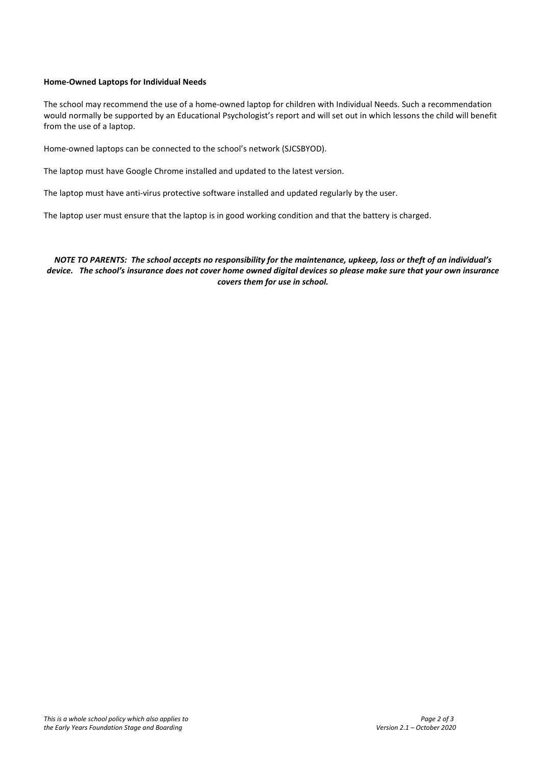**Home-Owned Laptops for Individual Needs**

The school may recommend the use of a home-owned laptop for children with Individual Needs. Such a recommendation would normally be supported by an Educational Psychologist's report and will set out in which lessons the child will benefit from the use of a laptop.

Home-owned laptops can be connected to the school's network (SJCSBYOD).

The laptop must have Google Chrome installed and updated to the latest version.

The laptop must have anti-virus protective software installed and updated regularly by the user.

The laptop user must ensure that the laptop is in good working condition and that the battery is charged.

***NOTE TO PARENTS: The school accepts no responsibility for the maintenance, upkeep, loss or theft of an individual's device. The school's insurance does not cover home owned digital devices so please make sure that your own insurance covers them for use in school.***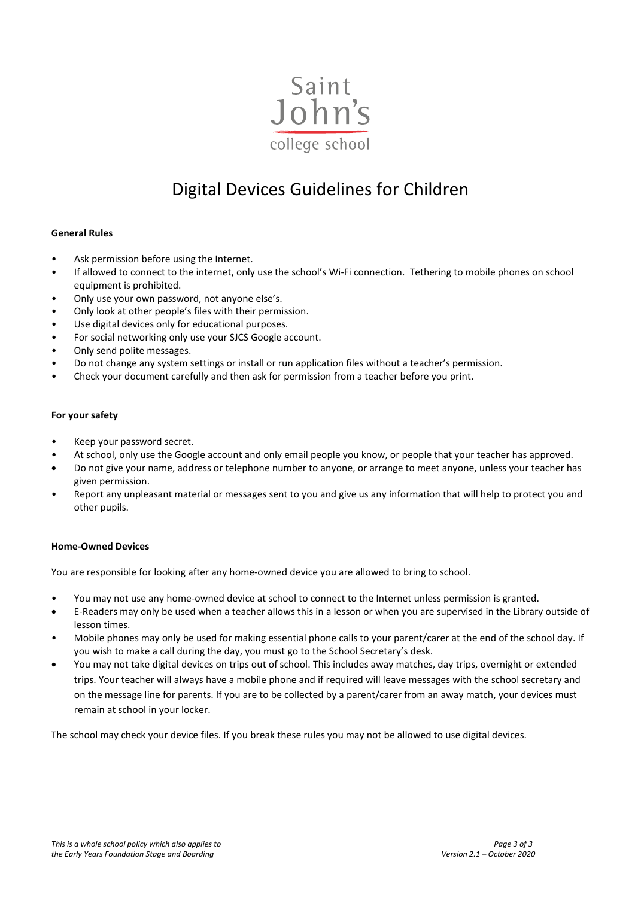# Digital Devices Guidelines for Children

**General Rules**

- Ask permission before using the Internet.
- If allowed to connect to the internet, only use the school's Wi-Fi connection. Tethering to mobile phones on school equipment is prohibited.
- Only use your own password, not anyone else's.
- Only look at other people's files with their permission.
- Use digital devices only for educational purposes.
- For social networking only use your SJCS Google account.
- Only send polite messages.
- Do not change any system settings or install or run application files without a teacher's permission.
- Check your document carefully and then ask for permission from a teacher before you print.

**For your safety**

- Keep your password secret.
- At school, only use the Google account and only email people you know, or people that your teacher has approved.
- Do not give your name, address or telephone number to anyone, or arrange to meet anyone, unless your teacher has given permission.
- Report any unpleasant material or messages sent to you and give us any information that will help to protect you and other pupils.

**Home-Owned Devices**

You are responsible for looking after any home-owned device you are allowed to bring to school.

- You may not use any home-owned device at school to connect to the Internet unless permission is granted.
- E-Readers may only be used when a teacher allows this in a lesson or when you are supervised in the Library outside of lesson times.
- Mobile phones may only be used for making essential phone calls to your parent/carer at the end of the school day. If you wish to make a call during the day, you must go to the School Secretary's desk.
- You may not take digital devices on trips out of school. This includes away matches, day trips, overnight or extended trips. Your teacher will always have a mobile phone and if required will leave messages with the school secretary and on the message line for parents. If you are to be collected by a parent/carer from an away match, your devices must remain at school in your locker.

The school may check your device files. If you break these rules you may not be allowed to use digital devices.